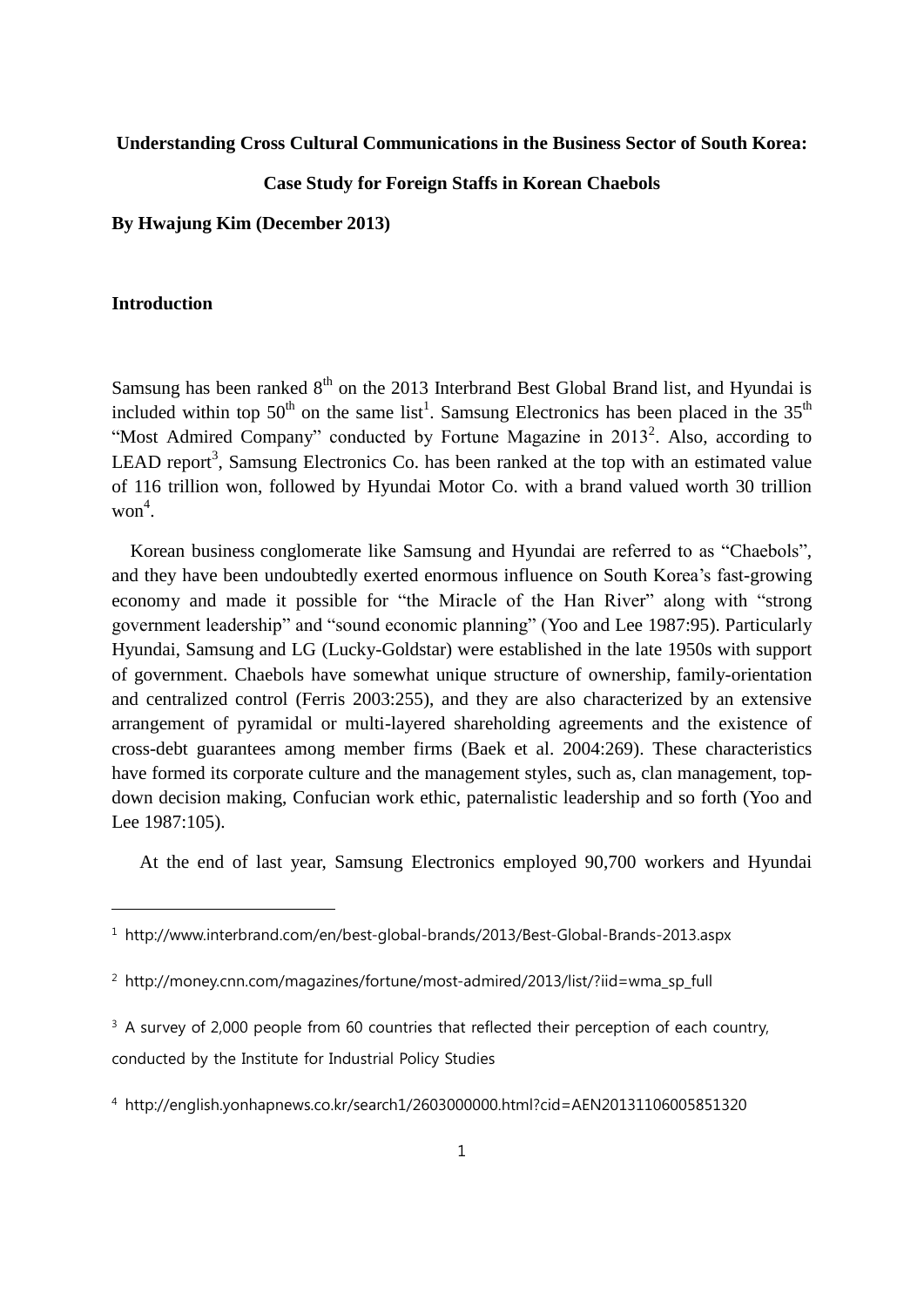**Understanding Cross Cultural Communications in the Business Sector of South Korea:**

**Case Study for Foreign Staffs in Korean Chaebols**

**By Hwajung Kim (December 2013)**

**Introduction**

Samsung has been ranked $8^{th}$ on the 2013 Interbrand Best Global Brand list, and Hyundai is included within top $50^{th}$ on the same list[1]. Samsung Electronics has been placed in the $35^{th}$ "Most Admired Company" conducted by Fortune Magazine in 2013[2]. Also, according to LEAD report[3], Samsung Electronics Co. has been ranked at the top with an estimated value of 116 trillion won, followed by Hyundai Motor Co. with a brand valued worth 30 trillion won[4].

Korean business conglomerate like Samsung and Hyundai are referred to as "Chaebols", and they have been undoubtedly exerted enormous influence on South Korea's fast-growing economy and made it possible for "the Miracle of the Han River" along with "strong government leadership" and "sound economic planning" (Yoo and Lee 1987:95). Particularly Hyundai, Samsung and LG (Lucky-Goldstar) were established in the late 1950s with support of government. Chaebols have somewhat unique structure of ownership, family-orientation and centralized control (Ferris 2003:255), and they are also characterized by an extensive arrangement of pyramidal or multi-layered shareholding agreements and the existence of cross-debt guarantees among member firms (Baek et al. 2004:269). These characteristics have formed its corporate culture and the management styles, such as, clan management, top-down decision making, Confucian work ethic, paternalistic leadership and so forth (Yoo and Lee 1987:105).

At the end of last year, Samsung Electronics employed 90,700 workers and Hyundai

---

[1] http://www.interbrand.com/en/best-global-brands/2013/Best-Global-Brands-2013.aspx

[2] http://money.cnn.com/magazines/fortune/most-admired/2013/list/?iid=wma_sp_full

[3] A survey of 2,000 people from 60 countries that reflected their perception of each country, conducted by the Institute for Industrial Policy Studies

[4] http://english.yonhapnews.co.kr/search1/2603000000.html?cid=AEN20131106005851320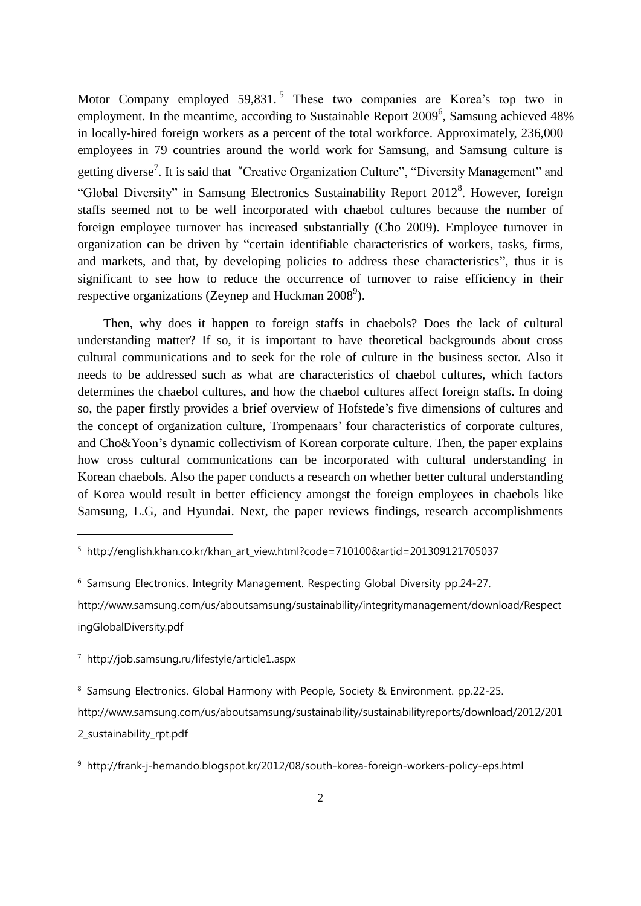Motor Company employed 59,831.[5] These two companies are Korea's top two in employment. In the meantime, according to Sustainable Report 2009[6], Samsung achieved 48% in locally-hired foreign workers as a percent of the total workforce. Approximately, 236,000 employees in 79 countries around the world work for Samsung, and Samsung culture is getting diverse[7]. It is said that "Creative Organization Culture", "Diversity Management" and "Global Diversity" in Samsung Electronics Sustainability Report 2012[8]. However, foreign staffs seemed not to be well incorporated with chaebol cultures because the number of foreign employee turnover has increased substantially (Cho 2009). Employee turnover in organization can be driven by "certain identifiable characteristics of workers, tasks, firms, and markets, and that, by developing policies to address these characteristics", thus it is significant to see how to reduce the occurrence of turnover to raise efficiency in their respective organizations (Zeynep and Huckman 2008[9]).

Then, why does it happen to foreign staffs in chaebols? Does the lack of cultural understanding matter? If so, it is important to have theoretical backgrounds about cross cultural communications and to seek for the role of culture in the business sector. Also it needs to be addressed such as what are characteristics of chaebol cultures, which factors determines the chaebol cultures, and how the chaebol cultures affect foreign staffs. In doing so, the paper firstly provides a brief overview of Hofstede's five dimensions of cultures and the concept of organization culture, Trompenaars' four characteristics of corporate cultures, and Cho&Yoon's dynamic collectivism of Korean corporate culture. Then, the paper explains how cross cultural communications can be incorporated with cultural understanding in Korean chaebols. Also the paper conducts a research on whether better cultural understanding of Korea would result in better efficiency amongst the foreign employees in chaebols like Samsung, L.G, and Hyundai. Next, the paper reviews findings, research accomplishments

---

[5] http://english.khan.co.kr/khan_art_view.html?code=710100&artid=201309121705037

[6] Samsung Electronics. Integrity Management. Respecting Global Diversity pp.24-27. http://www.samsung.com/us/aboutsamsung/sustainability/integritymanagement/download/RespectingGlobalDiversity.pdf

[7] http://job.samsung.ru/lifestyle/article1.aspx

[8] Samsung Electronics. Global Harmony with People, Society & Environment. pp.22-25. http://www.samsung.com/us/aboutsamsung/sustainability/sustainabilityreports/download/2012/2012_sustainability_rpt.pdf

[9] http://frank-j-hernando.blogspot.kr/2012/08/south-korea-foreign-workers-policy-eps.html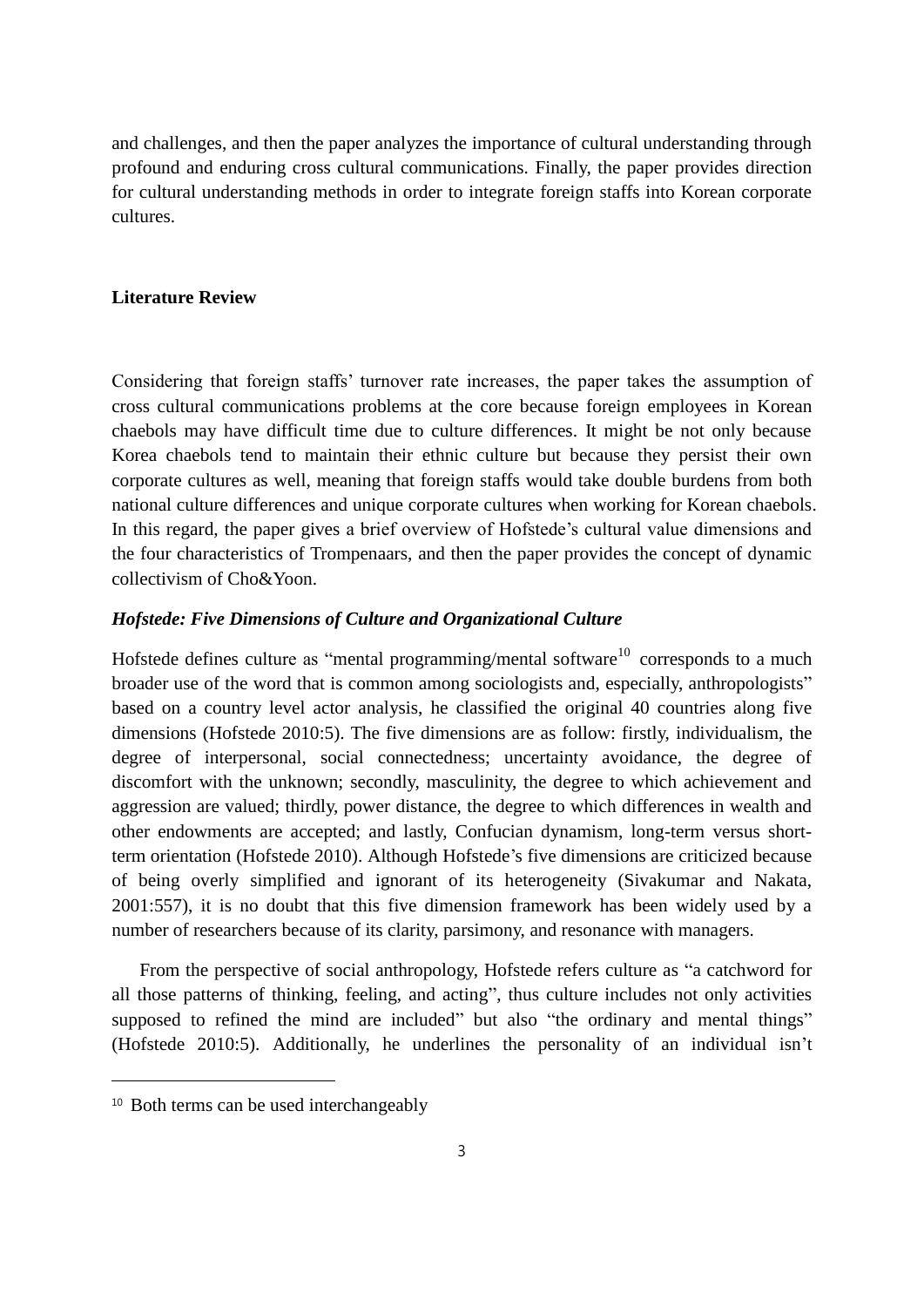and challenges, and then the paper analyzes the importance of cultural understanding through profound and enduring cross cultural communications. Finally, the paper provides direction for cultural understanding methods in order to integrate foreign staffs into Korean corporate cultures.

## Literature Review

Considering that foreign staffs' turnover rate increases, the paper takes the assumption of cross cultural communications problems at the core because foreign employees in Korean chaebols may have difficult time due to culture differences. It might be not only because Korea chaebols tend to maintain their ethnic culture but because they persist their own corporate cultures as well, meaning that foreign staffs would take double burdens from both national culture differences and unique corporate cultures when working for Korean chaebols. In this regard, the paper gives a brief overview of Hofstede's cultural value dimensions and the four characteristics of Trompenaars, and then the paper provides the concept of dynamic collectivism of Cho&Yoon.

### *Hofstede: Five Dimensions of Culture and Organizational Culture*

Hofstede defines culture as "mental programming/mental software[10] corresponds to a much broader use of the word that is common among sociologists and, especially, anthropologists" based on a country level actor analysis, he classified the original 40 countries along five dimensions (Hofstede 2010:5). The five dimensions are as follow: firstly, individualism, the degree of interpersonal, social connectedness; uncertainty avoidance, the degree of discomfort with the unknown; secondly, masculinity, the degree to which achievement and aggression are valued; thirdly, power distance, the degree to which differences in wealth and other endowments are accepted; and lastly, Confucian dynamism, long-term versus short-term orientation (Hofstede 2010). Although Hofstede's five dimensions are criticized because of being overly simplified and ignorant of its heterogeneity (Sivakumar and Nakata, 2001:557), it is no doubt that this five dimension framework has been widely used by a number of researchers because of its clarity, parsimony, and resonance with managers.

From the perspective of social anthropology, Hofstede refers culture as "a catchword for all those patterns of thinking, feeling, and acting", thus culture includes not only activities supposed to refined the mind are included" but also "the ordinary and mental things" (Hofstede 2010:5). Additionally, he underlines the personality of an individual isn't

[10] Both terms can be used interchangeably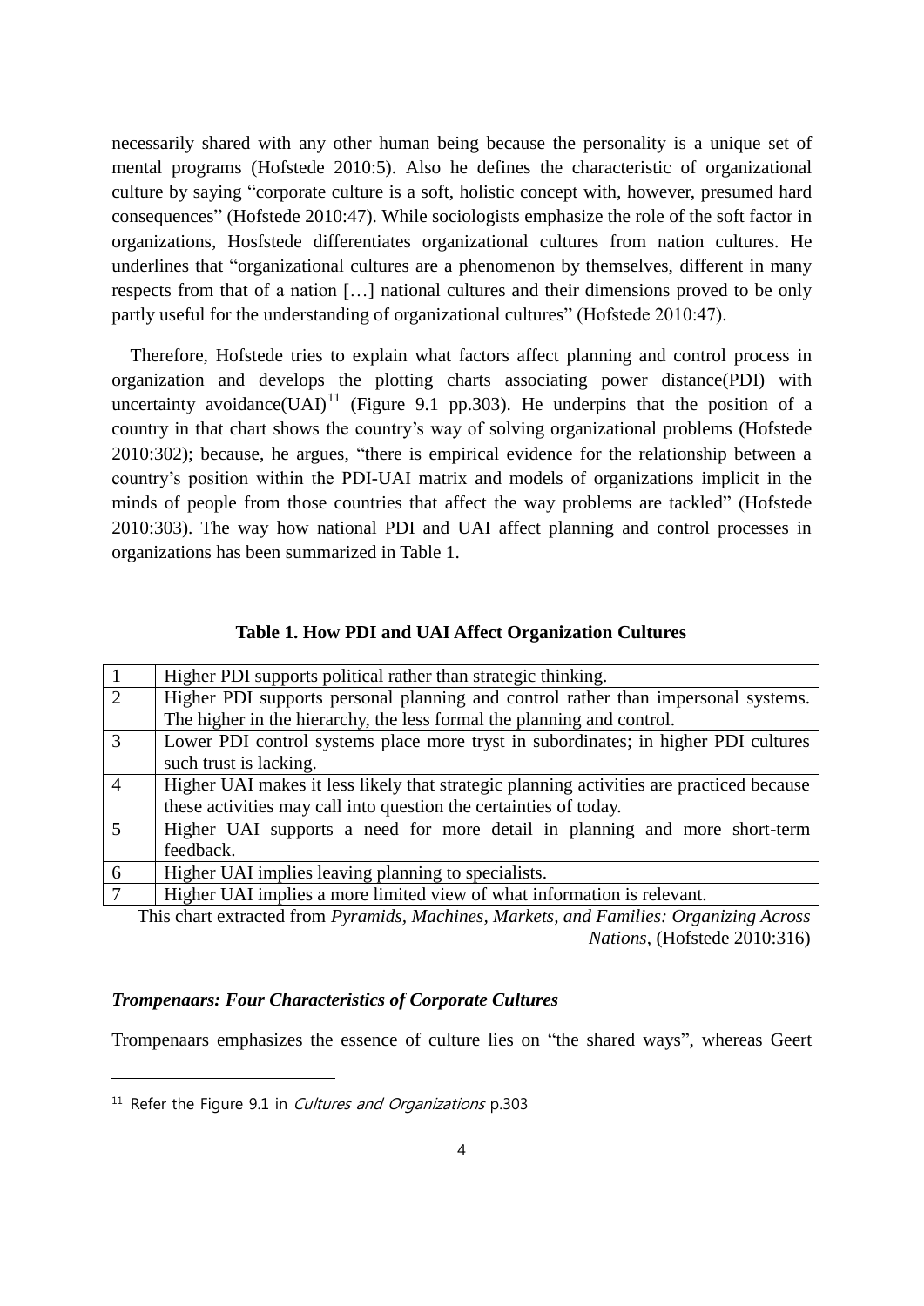necessarily shared with any other human being because the personality is a unique set of mental programs (Hofstede 2010:5). Also he defines the characteristic of organizational culture by saying "corporate culture is a soft, holistic concept with, however, presumed hard consequences" (Hofstede 2010:47). While sociologists emphasize the role of the soft factor in organizations, Hosfstede differentiates organizational cultures from nation cultures. He underlines that "organizational cultures are a phenomenon by themselves, different in many respects from that of a nation […] national cultures and their dimensions proved to be only partly useful for the understanding of organizational cultures" (Hofstede 2010:47).

Therefore, Hofstede tries to explain what factors affect planning and control process in organization and develops the plotting charts associating power distance(PDI) with uncertainty avoidance(UAI)[11] (Figure 9.1 pp.303). He underpins that the position of a country in that chart shows the country's way of solving organizational problems (Hofstede 2010:302); because, he argues, "there is empirical evidence for the relationship between a country's position within the PDI-UAI matrix and models of organizations implicit in the minds of people from those countries that affect the way problems are tackled" (Hofstede 2010:303). The way how national PDI and UAI affect planning and control processes in organizations has been summarized in Table 1.

**Table 1. How PDI and UAI Affect Organization Cultures**

| | |
|---|---|
| 1 | Higher PDI supports political rather than strategic thinking. |
| 2 | Higher PDI supports personal planning and control rather than impersonal systems. The higher in the hierarchy, the less formal the planning and control. |
| 3 | Lower PDI control systems place more tryst in subordinates; in higher PDI cultures such trust is lacking. |
| 4 | Higher UAI makes it less likely that strategic planning activities are practiced because these activities may call into question the certainties of today. |
| 5 | Higher UAI supports a need for more detail in planning and more short-term feedback. |
| 6 | Higher UAI implies leaving planning to specialists. |
| 7 | Higher UAI implies a more limited view of what information is relevant. |

This chart extracted from *Pyramids, Machines, Markets, and Families: Organizing Across Nations*, (Hofstede 2010:316)

### *Trompenaars: Four Characteristics of Corporate Cultures*

Trompenaars emphasizes the essence of culture lies on "the shared ways", whereas Geert

[11] Refer the Figure 9.1 in *Cultures and Organizations* p.303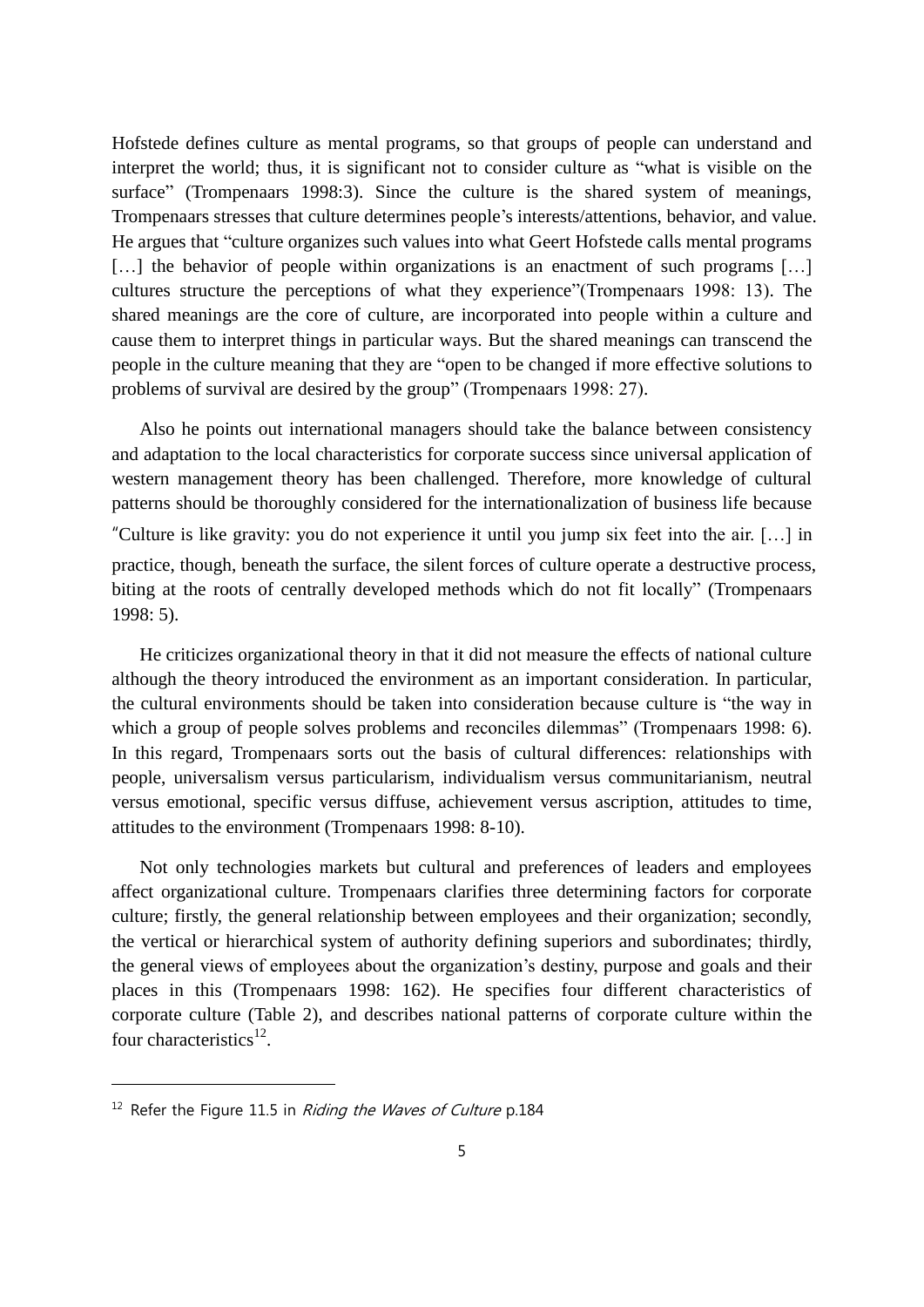Hofstede defines culture as mental programs, so that groups of people can understand and interpret the world; thus, it is significant not to consider culture as "what is visible on the surface" (Trompenaars 1998:3). Since the culture is the shared system of meanings, Trompenaars stresses that culture determines people's interests/attentions, behavior, and value. He argues that "culture organizes such values into what Geert Hofstede calls mental programs […] the behavior of people within organizations is an enactment of such programs […] cultures structure the perceptions of what they experience"(Trompenaars 1998: 13). The shared meanings are the core of culture, are incorporated into people within a culture and cause them to interpret things in particular ways. But the shared meanings can transcend the people in the culture meaning that they are "open to be changed if more effective solutions to problems of survival are desired by the group" (Trompenaars 1998: 27).

Also he points out international managers should take the balance between consistency and adaptation to the local characteristics for corporate success since universal application of western management theory has been challenged. Therefore, more knowledge of cultural patterns should be thoroughly considered for the internationalization of business life because "Culture is like gravity: you do not experience it until you jump six feet into the air. […] in practice, though, beneath the surface, the silent forces of culture operate a destructive process, biting at the roots of centrally developed methods which do not fit locally" (Trompenaars 1998: 5).

He criticizes organizational theory in that it did not measure the effects of national culture although the theory introduced the environment as an important consideration. In particular, the cultural environments should be taken into consideration because culture is "the way in which a group of people solves problems and reconciles dilemmas" (Trompenaars 1998: 6). In this regard, Trompenaars sorts out the basis of cultural differences: relationships with people, universalism versus particularism, individualism versus communitarianism, neutral versus emotional, specific versus diffuse, achievement versus ascription, attitudes to time, attitudes to the environment (Trompenaars 1998: 8-10).

Not only technologies markets but cultural and preferences of leaders and employees affect organizational culture. Trompenaars clarifies three determining factors for corporate culture; firstly, the general relationship between employees and their organization; secondly, the vertical or hierarchical system of authority defining superiors and subordinates; thirdly, the general views of employees about the organization's destiny, purpose and goals and their places in this (Trompenaars 1998: 162). He specifies four different characteristics of corporate culture (Table 2), and describes national patterns of corporate culture within the four characteristics[12].

[12] Refer the Figure 11.5 in *Riding the Waves of Culture* p.184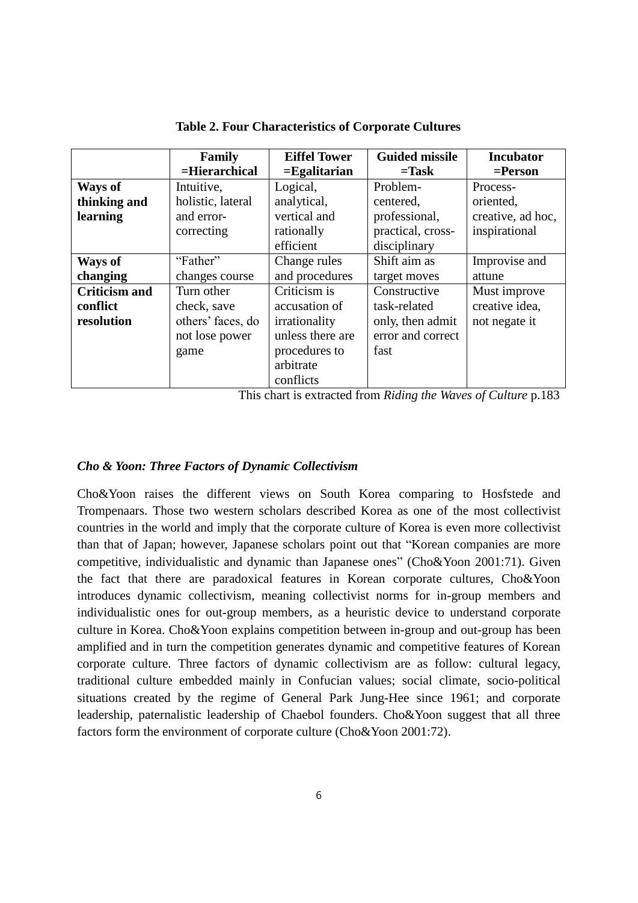**Table 2. Four Characteristics of Corporate Cultures**

| | **Family =Hierarchical** | **Eiffel Tower =Egalitarian** | **Guided missile =Task** | **Incubator =Person** |
|---|---|---|---|---|
| **Ways of thinking and learning** | Intuitive, holistic, lateral and error-correcting | Logical, analytical, vertical and rationally efficient | Problem-centered, professional, practical, cross-disciplinary | Process-oriented, creative, ad hoc, inspirational |
| **Ways of changing** | "Father" changes course | Change rules and procedures | Shift aim as target moves | Improvise and attune |
| **Criticism and conflict resolution** | Turn other check, save others' faces, do not lose power game | Criticism is accusation of irrationality unless there are procedures to arbitrate conflicts | Constructive task-related only, then admit error and correct fast | Must improve creative idea, not negate it |

This chart is extracted from *Riding the Waves of Culture* p.183

***Cho & Yoon: Three Factors of Dynamic Collectivism***

Cho&Yoon raises the different views on South Korea comparing to Hosfstede and Trompenaars. Those two western scholars described Korea as one of the most collectivist countries in the world and imply that the corporate culture of Korea is even more collectivist than that of Japan; however, Japanese scholars point out that "Korean companies are more competitive, individualistic and dynamic than Japanese ones" (Cho&Yoon 2001:71). Given the fact that there are paradoxical features in Korean corporate cultures, Cho&Yoon introduces dynamic collectivism, meaning collectivist norms for in-group members and individualistic ones for out-group members, as a heuristic device to understand corporate culture in Korea. Cho&Yoon explains competition between in-group and out-group has been amplified and in turn the competition generates dynamic and competitive features of Korean corporate culture. Three factors of dynamic collectivism are as follow: cultural legacy, traditional culture embedded mainly in Confucian values; social climate, socio-political situations created by the regime of General Park Jung-Hee since 1961; and corporate leadership, paternalistic leadership of Chaebol founders. Cho&Yoon suggest that all three factors form the environment of corporate culture (Cho&Yoon 2001:72).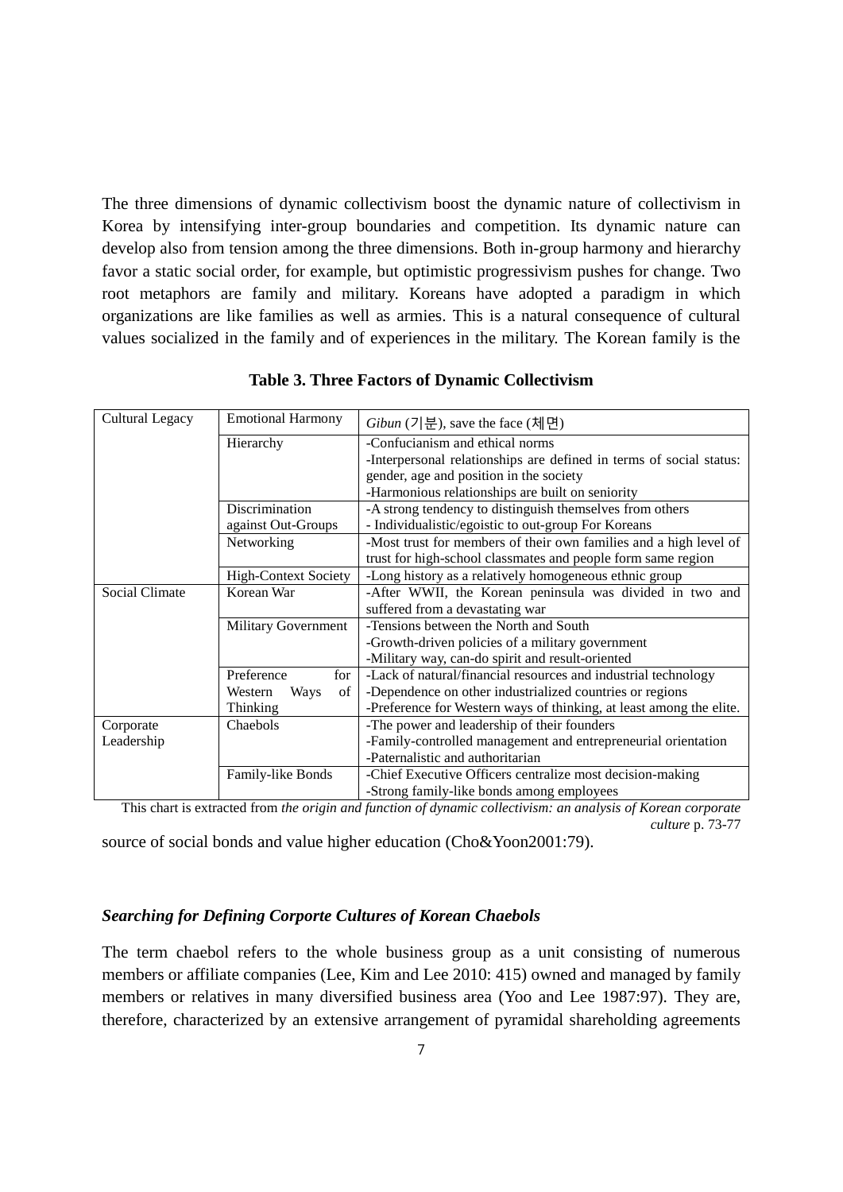The three dimensions of dynamic collectivism boost the dynamic nature of collectivism in Korea by intensifying inter-group boundaries and competition. Its dynamic nature can develop also from tension among the three dimensions. Both in-group harmony and hierarchy favor a static social order, for example, but optimistic progressivism pushes for change. Two root metaphors are family and military. Koreans have adopted a paradigm in which organizations are like families as well as armies. This is a natural consequence of cultural values socialized in the family and of experiences in the military. The Korean family is the source of social bonds and value higher education (Cho&Yoon2001:79).

**Table 3. Three Factors of Dynamic Collectivism**

| | | |
|---|---|---|
| Cultural Legacy | Emotional Harmony | *Gibun* (기분), save the face (체면) |
| | Hierarchy | -Confucianism and ethical norms<br>-Interpersonal relationships are defined in terms of social status: gender, age and position in the society<br>-Harmonious relationships are built on seniority |
| | Discrimination against Out-Groups | -A strong tendency to distinguish themselves from others<br>- Individualistic/egoistic to out-group For Koreans |
| | Networking | -Most trust for members of their own families and a high level of trust for high-school classmates and people form same region |
| | High-Context Society | -Long history as a relatively homogeneous ethnic group |
| Social Climate | Korean War | -After WWII, the Korean peninsula was divided in two and suffered from a devastating war |
| | Military Government | -Tensions between the North and South<br>-Growth-driven policies of a military government<br>-Military way, can-do spirit and result-oriented |
| | Preference for Western Ways of Thinking | -Lack of natural/financial resources and industrial technology<br>-Dependence on other industrialized countries or regions<br>-Preference for Western ways of thinking, at least among the elite. |
| Corporate Leadership | Chaebols | -The power and leadership of their founders<br>-Family-controlled management and entrepreneurial orientation<br>-Paternalistic and authoritarian |
| | Family-like Bonds | -Chief Executive Officers centralize most decision-making<br>-Strong family-like bonds among employees |

This chart is extracted from *the origin and function of dynamic collectivism: an analysis of Korean corporate culture* p. 73-77

### *Searching for Defining Corporte Cultures of Korean Chaebols*

The term chaebol refers to the whole business group as a unit consisting of numerous members or affiliate companies (Lee, Kim and Lee 2010: 415) owned and managed by family members or relatives in many diversified business area (Yoo and Lee 1987:97). They are, therefore, characterized by an extensive arrangement of pyramidal shareholding agreements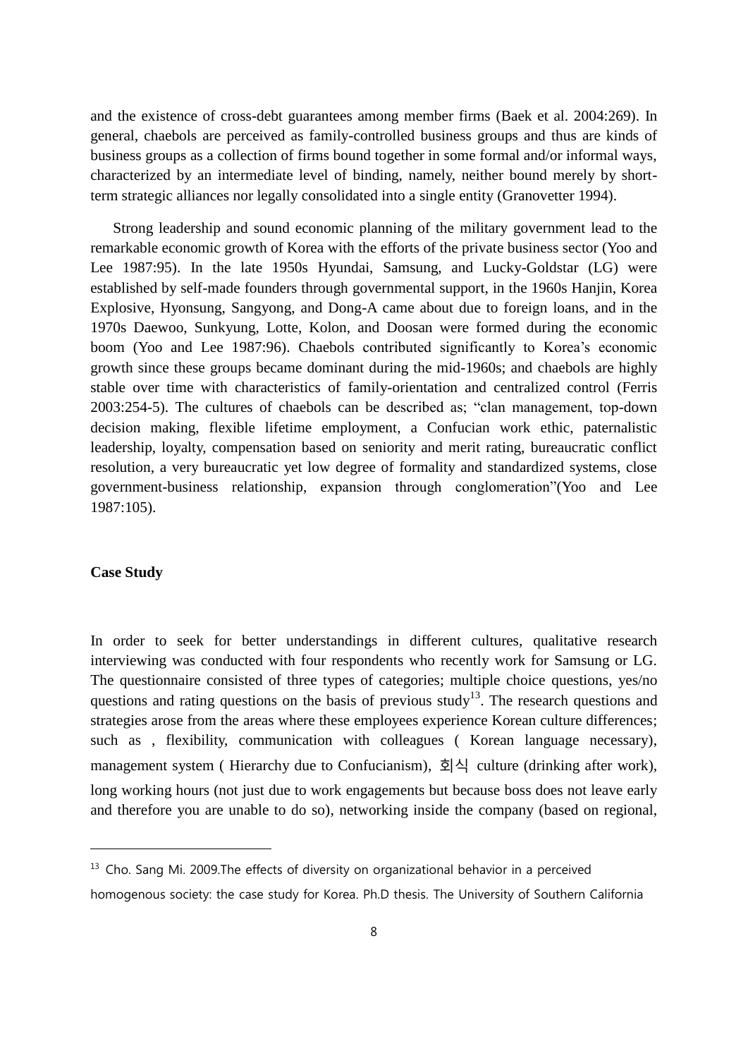and the existence of cross-debt guarantees among member firms (Baek et al. 2004:269). In general, chaebols are perceived as family-controlled business groups and thus are kinds of business groups as a collection of firms bound together in some formal and/or informal ways, characterized by an intermediate level of binding, namely, neither bound merely by short-term strategic alliances nor legally consolidated into a single entity (Granovetter 1994).

Strong leadership and sound economic planning of the military government lead to the remarkable economic growth of Korea with the efforts of the private business sector (Yoo and Lee 1987:95). In the late 1950s Hyundai, Samsung, and Lucky-Goldstar (LG) were established by self-made founders through governmental support, in the 1960s Hanjin, Korea Explosive, Hyonsung, Sangyong, and Dong-A came about due to foreign loans, and in the 1970s Daewoo, Sunkyung, Lotte, Kolon, and Doosan were formed during the economic boom (Yoo and Lee 1987:96). Chaebols contributed significantly to Korea's economic growth since these groups became dominant during the mid-1960s; and chaebols are highly stable over time with characteristics of family-orientation and centralized control (Ferris 2003:254-5). The cultures of chaebols can be described as; "clan management, top-down decision making, flexible lifetime employment, a Confucian work ethic, paternalistic leadership, loyalty, compensation based on seniority and merit rating, bureaucratic conflict resolution, a very bureaucratic yet low degree of formality and standardized systems, close government-business relationship, expansion through conglomeration"(Yoo and Lee 1987:105).

**Case Study**

In order to seek for better understandings in different cultures, qualitative research interviewing was conducted with four respondents who recently work for Samsung or LG. The questionnaire consisted of three types of categories; multiple choice questions, yes/no questions and rating questions on the basis of previous study[13]. The research questions and strategies arose from the areas where these employees experience Korean culture differences; such as , flexibility, communication with colleagues ( Korean language necessary), management system ( Hierarchy due to Confucianism), 회식 culture (drinking after work), long working hours (not just due to work engagements but because boss does not leave early and therefore you are unable to do so), networking inside the company (based on regional,

[13] Cho. Sang Mi. 2009.The effects of diversity on organizational behavior in a perceived homogenous society: the case study for Korea. Ph.D thesis. The University of Southern California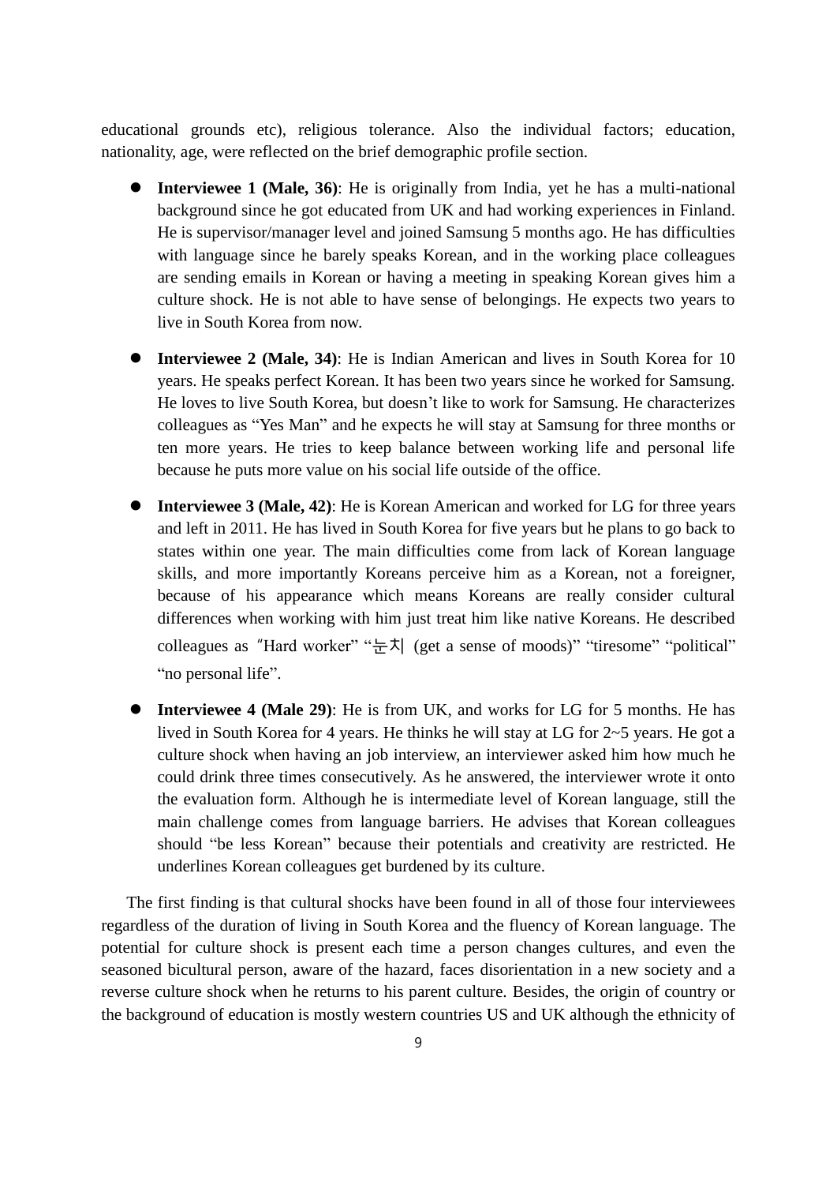educational grounds etc), religious tolerance. Also the individual factors; education, nationality, age, were reflected on the brief demographic profile section.

- **Interviewee 1 (Male, 36)**: He is originally from India, yet he has a multi-national background since he got educated from UK and had working experiences in Finland. He is supervisor/manager level and joined Samsung 5 months ago. He has difficulties with language since he barely speaks Korean, and in the working place colleagues are sending emails in Korean or having a meeting in speaking Korean gives him a culture shock. He is not able to have sense of belongings. He expects two years to live in South Korea from now.

- **Interviewee 2 (Male, 34)**: He is Indian American and lives in South Korea for 10 years. He speaks perfect Korean. It has been two years since he worked for Samsung. He loves to live South Korea, but doesn't like to work for Samsung. He characterizes colleagues as "Yes Man" and he expects he will stay at Samsung for three months or ten more years. He tries to keep balance between working life and personal life because he puts more value on his social life outside of the office.

- **Interviewee 3 (Male, 42)**: He is Korean American and worked for LG for three years and left in 2011. He has lived in South Korea for five years but he plans to go back to states within one year. The main difficulties come from lack of Korean language skills, and more importantly Koreans perceive him as a Korean, not a foreigner, because of his appearance which means Koreans are really consider cultural differences when working with him just treat him like native Koreans. He described colleagues as "Hard worker" "눈치 (get a sense of moods)" "tiresome" "political" "no personal life".

- **Interviewee 4 (Male 29)**: He is from UK, and works for LG for 5 months. He has lived in South Korea for 4 years. He thinks he will stay at LG for 2~5 years. He got a culture shock when having an job interview, an interviewer asked him how much he could drink three times consecutively. As he answered, the interviewer wrote it onto the evaluation form. Although he is intermediate level of Korean language, still the main challenge comes from language barriers. He advises that Korean colleagues should "be less Korean" because their potentials and creativity are restricted. He underlines Korean colleagues get burdened by its culture.

The first finding is that cultural shocks have been found in all of those four interviewees regardless of the duration of living in South Korea and the fluency of Korean language. The potential for culture shock is present each time a person changes cultures, and even the seasoned bicultural person, aware of the hazard, faces disorientation in a new society and a reverse culture shock when he returns to his parent culture. Besides, the origin of country or the background of education is mostly western countries US and UK although the ethnicity of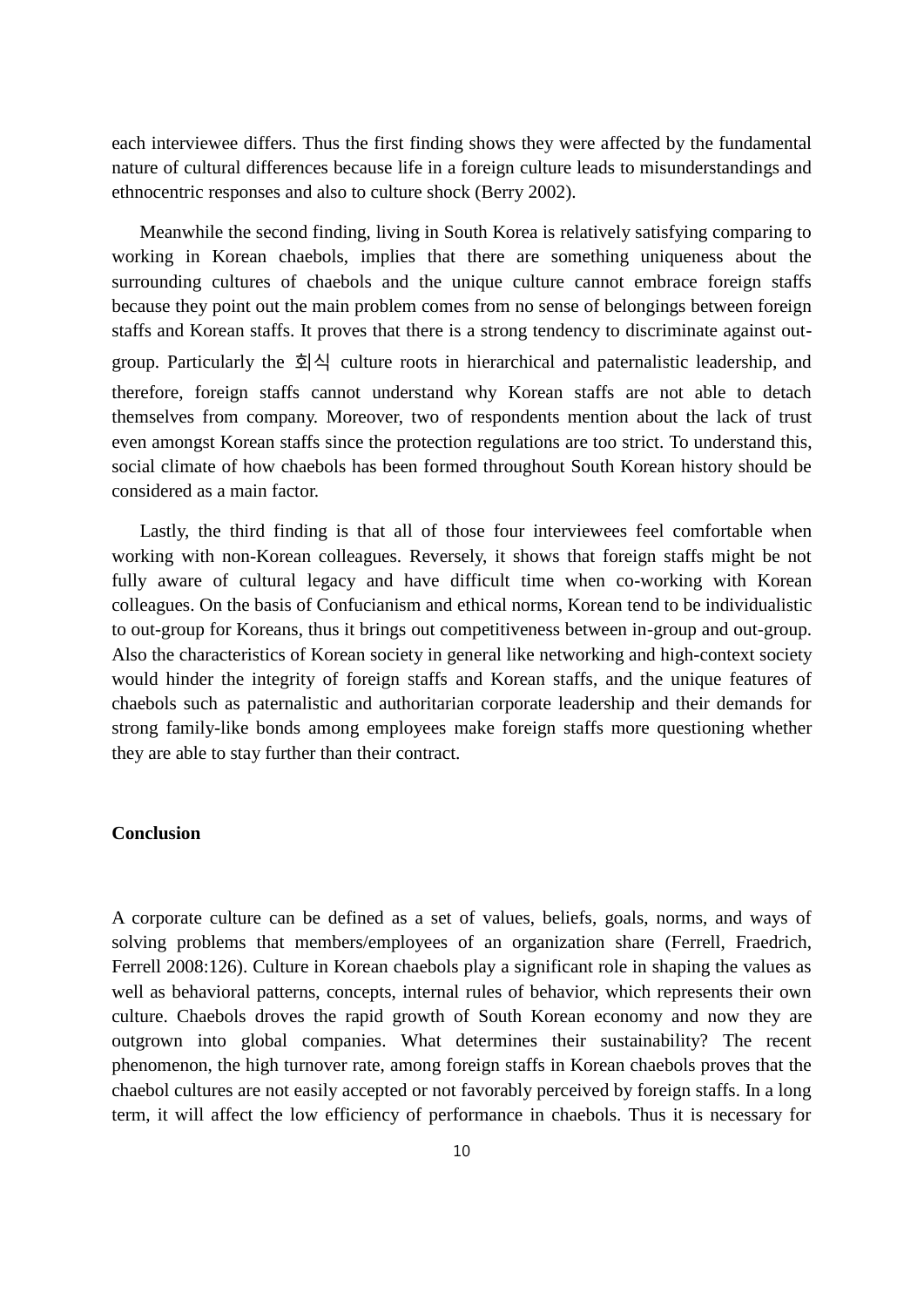each interviewee differs. Thus the first finding shows they were affected by the fundamental nature of cultural differences because life in a foreign culture leads to misunderstandings and ethnocentric responses and also to culture shock (Berry 2002).

Meanwhile the second finding, living in South Korea is relatively satisfying comparing to working in Korean chaebols, implies that there are something uniqueness about the surrounding cultures of chaebols and the unique culture cannot embrace foreign staffs because they point out the main problem comes from no sense of belongings between foreign staffs and Korean staffs. It proves that there is a strong tendency to discriminate against out-group. Particularly the 회식 culture roots in hierarchical and paternalistic leadership, and therefore, foreign staffs cannot understand why Korean staffs are not able to detach themselves from company. Moreover, two of respondents mention about the lack of trust even amongst Korean staffs since the protection regulations are too strict. To understand this, social climate of how chaebols has been formed throughout South Korean history should be considered as a main factor.

Lastly, the third finding is that all of those four interviewees feel comfortable when working with non-Korean colleagues. Reversely, it shows that foreign staffs might be not fully aware of cultural legacy and have difficult time when co-working with Korean colleagues. On the basis of Confucianism and ethical norms, Korean tend to be individualistic to out-group for Koreans, thus it brings out competitiveness between in-group and out-group. Also the characteristics of Korean society in general like networking and high-context society would hinder the integrity of foreign staffs and Korean staffs, and the unique features of chaebols such as paternalistic and authoritarian corporate leadership and their demands for strong family-like bonds among employees make foreign staffs more questioning whether they are able to stay further than their contract.

**Conclusion**

A corporate culture can be defined as a set of values, beliefs, goals, norms, and ways of solving problems that members/employees of an organization share (Ferrell, Fraedrich, Ferrell 2008:126). Culture in Korean chaebols play a significant role in shaping the values as well as behavioral patterns, concepts, internal rules of behavior, which represents their own culture. Chaebols droves the rapid growth of South Korean economy and now they are outgrown into global companies. What determines their sustainability? The recent phenomenon, the high turnover rate, among foreign staffs in Korean chaebols proves that the chaebol cultures are not easily accepted or not favorably perceived by foreign staffs. In a long term, it will affect the low efficiency of performance in chaebols. Thus it is necessary for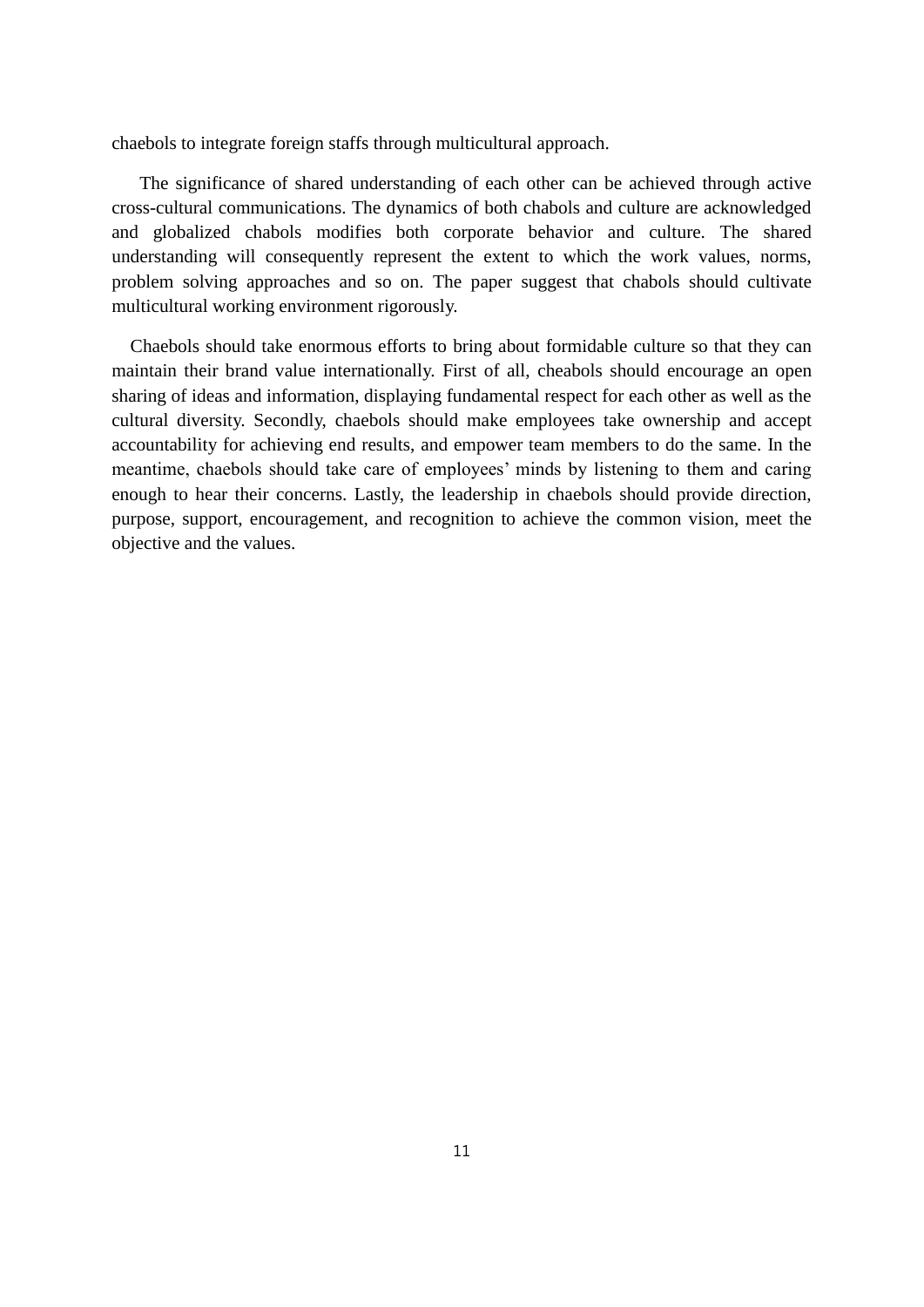chaebols to integrate foreign staffs through multicultural approach.

The significance of shared understanding of each other can be achieved through active cross-cultural communications. The dynamics of both chabols and culture are acknowledged and globalized chabols modifies both corporate behavior and culture. The shared understanding will consequently represent the extent to which the work values, norms, problem solving approaches and so on. The paper suggest that chabols should cultivate multicultural working environment rigorously.

Chaebols should take enormous efforts to bring about formidable culture so that they can maintain their brand value internationally. First of all, cheabols should encourage an open sharing of ideas and information, displaying fundamental respect for each other as well as the cultural diversity. Secondly, chaebols should make employees take ownership and accept accountability for achieving end results, and empower team members to do the same. In the meantime, chaebols should take care of employees' minds by listening to them and caring enough to hear their concerns. Lastly, the leadership in chaebols should provide direction, purpose, support, encouragement, and recognition to achieve the common vision, meet the objective and the values.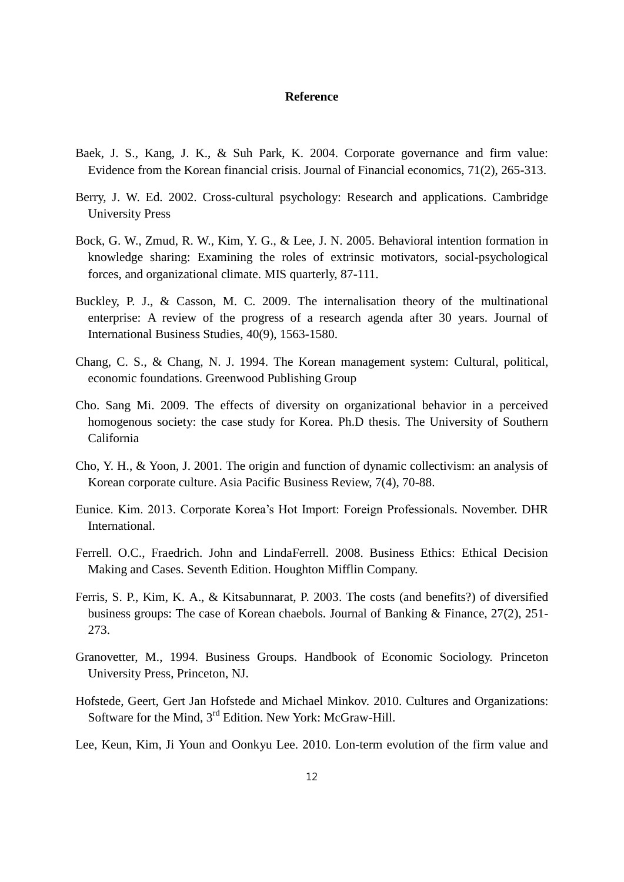## Reference

Baek, J. S., Kang, J. K., & Suh Park, K. 2004. Corporate governance and firm value: Evidence from the Korean financial crisis. Journal of Financial economics, 71(2), 265-313.

Berry, J. W. Ed. 2002. Cross-cultural psychology: Research and applications. Cambridge University Press

Bock, G. W., Zmud, R. W., Kim, Y. G., & Lee, J. N. 2005. Behavioral intention formation in knowledge sharing: Examining the roles of extrinsic motivators, social-psychological forces, and organizational climate. MIS quarterly, 87-111.

Buckley, P. J., & Casson, M. C. 2009. The internalisation theory of the multinational enterprise: A review of the progress of a research agenda after 30 years. Journal of International Business Studies, 40(9), 1563-1580.

Chang, C. S., & Chang, N. J. 1994. The Korean management system: Cultural, political, economic foundations. Greenwood Publishing Group

Cho. Sang Mi. 2009. The effects of diversity on organizational behavior in a perceived homogenous society: the case study for Korea. Ph.D thesis. The University of Southern California

Cho, Y. H., & Yoon, J. 2001. The origin and function of dynamic collectivism: an analysis of Korean corporate culture. Asia Pacific Business Review, 7(4), 70-88.

Eunice. Kim. 2013. Corporate Korea's Hot Import: Foreign Professionals. November. DHR International.

Ferrell. O.C., Fraedrich. John and LindaFerrell. 2008. Business Ethics: Ethical Decision Making and Cases. Seventh Edition. Houghton Mifflin Company.

Ferris, S. P., Kim, K. A., & Kitsabunnarat, P. 2003. The costs (and benefits?) of diversified business groups: The case of Korean chaebols. Journal of Banking & Finance, 27(2), 251-273.

Granovetter, M., 1994. Business Groups. Handbook of Economic Sociology. Princeton University Press, Princeton, NJ.

Hofstede, Geert, Gert Jan Hofstede and Michael Minkov. 2010. Cultures and Organizations: Software for the Mind, 3rd Edition. New York: McGraw-Hill.

Lee, Keun, Kim, Ji Youn and Oonkyu Lee. 2010. Lon-term evolution of the firm value and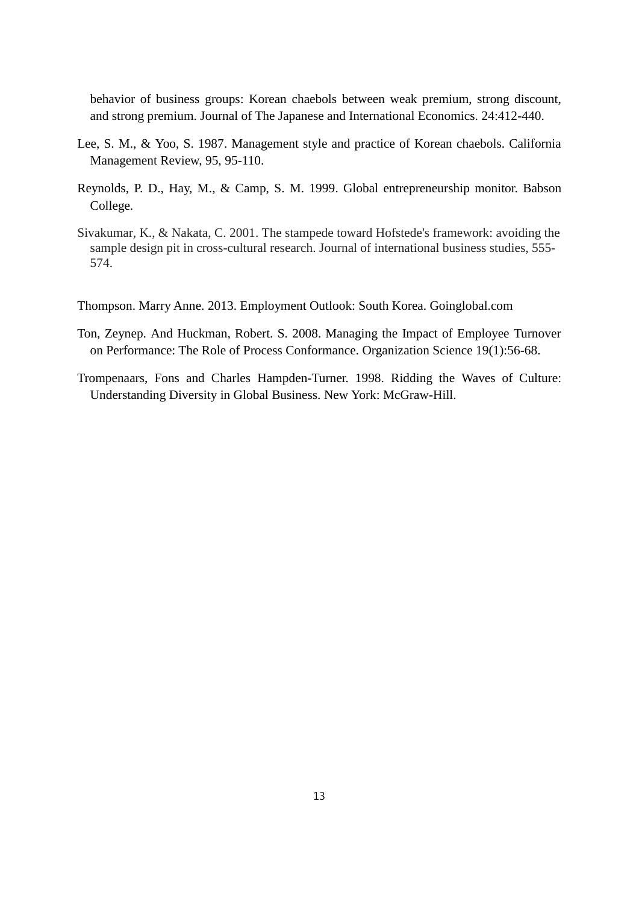behavior of business groups: Korean chaebols between weak premium, strong discount, and strong premium. Journal of The Japanese and International Economics. 24:412-440.

Lee, S. M., & Yoo, S. 1987. Management style and practice of Korean chaebols. California Management Review, 95, 95-110.

Reynolds, P. D., Hay, M., & Camp, S. M. 1999. Global entrepreneurship monitor. Babson College.

Sivakumar, K., & Nakata, C. 2001. The stampede toward Hofstede's framework: avoiding the sample design pit in cross-cultural research. Journal of international business studies, 555-574.

Thompson. Marry Anne. 2013. Employment Outlook: South Korea. Goinglobal.com

Ton, Zeynep. And Huckman, Robert. S. 2008. Managing the Impact of Employee Turnover on Performance: The Role of Process Conformance. Organization Science 19(1):56-68.

Trompenaars, Fons and Charles Hampden-Turner. 1998. Ridding the Waves of Culture: Understanding Diversity in Global Business. New York: McGraw-Hill.